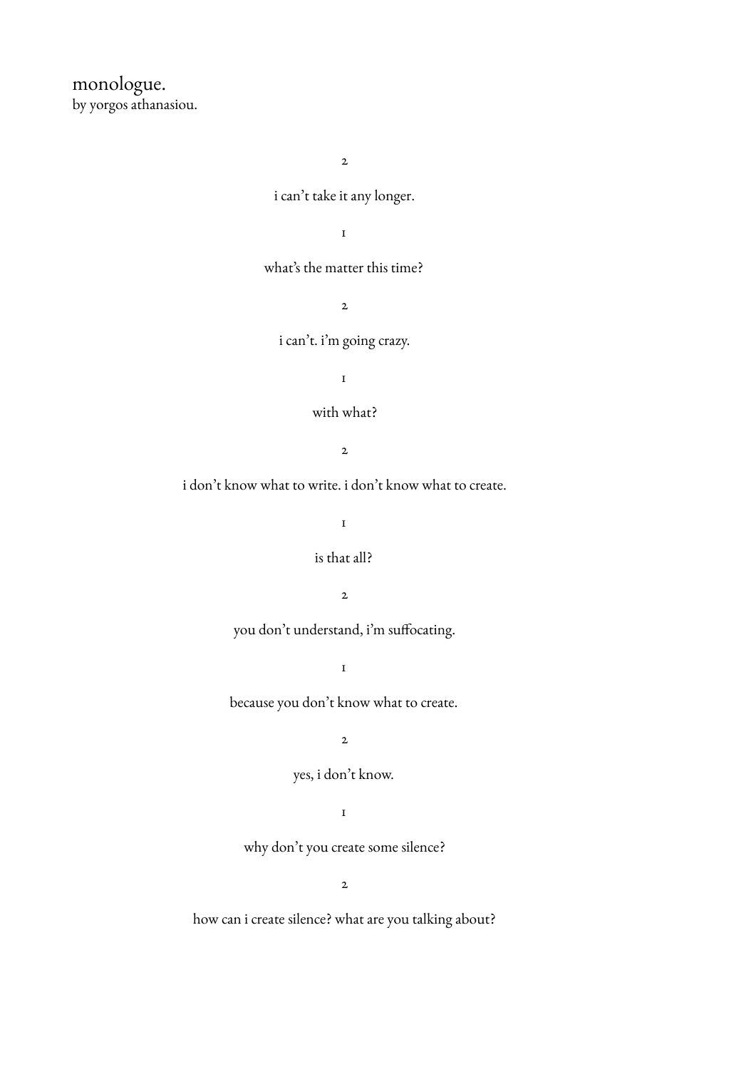# monologue.

by yorgos athanasiou.

2

i can't take it any longer.

1

what's the matter this time?

2

i can't. i'm going crazy.

1

with what?

2

i don't know what to write. i don't know what to create.

1

is that all?

2

you don't understand, i'm suffocating.

1

because you don't know what to create.

2

yes, i don't know.

1

why don't you create some silence?

2

how can i create silence? what are you talking about?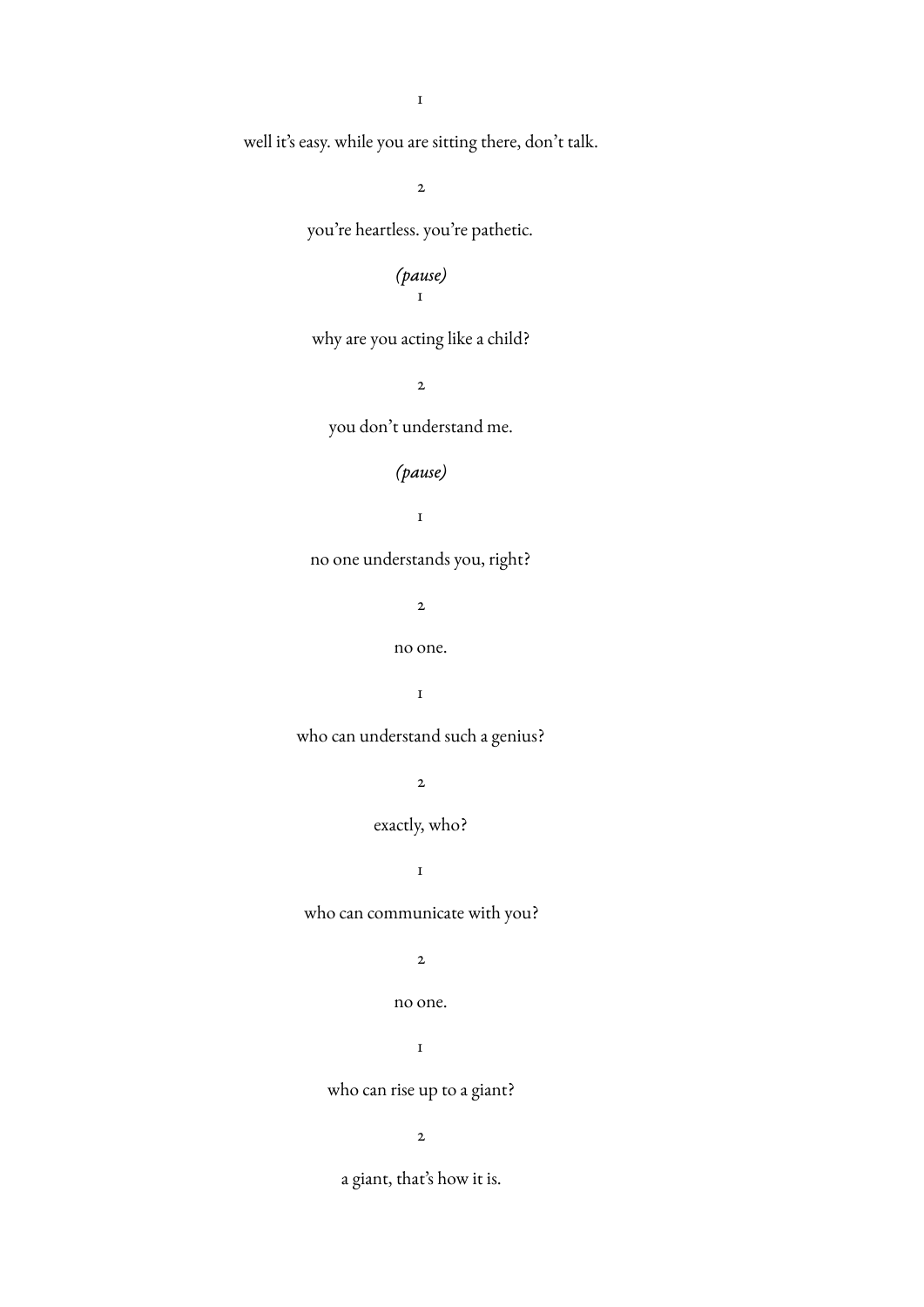1

well it's easy. while you are sitting there, don't talk.

2

you're heartless. you're pathetic.

*(pause)*

1

why are you acting like a child?

2

you don't understand me.

*(pause)*

1

no one understands you, right?

2

no one.

1

who can understand such a genius?

2

exactly, who?

1

who can communicate with you?

2

no one.

1

who can rise up to a giant?

2

a giant, that's how it is.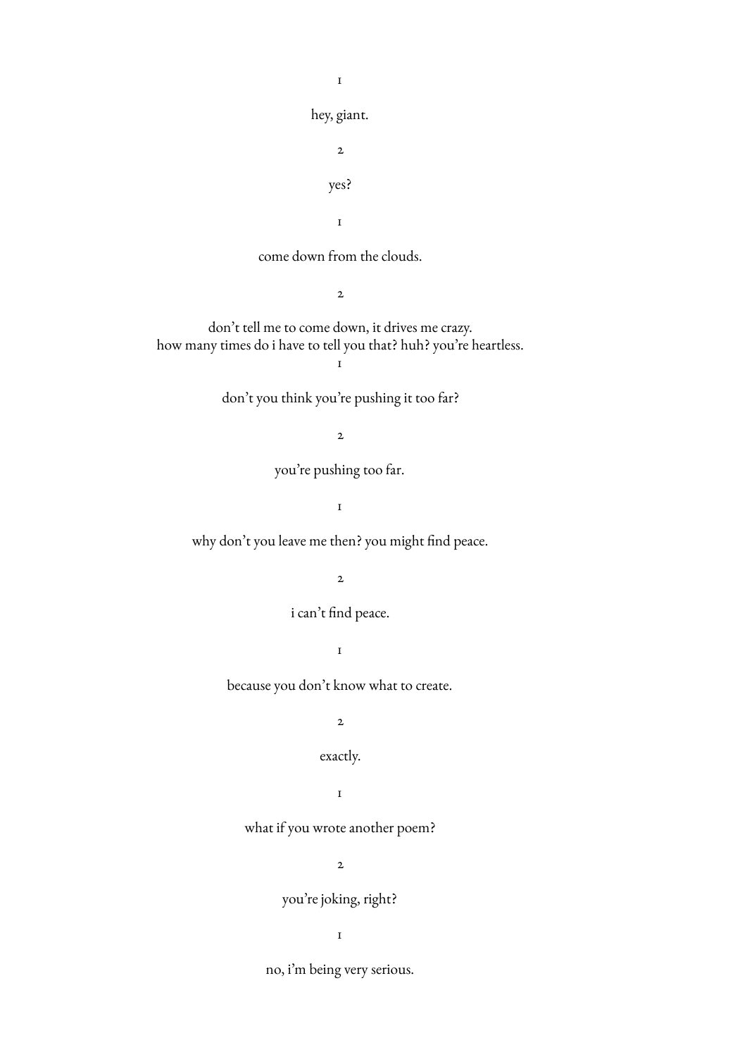1

hey, giant.

2

yes?

1

come down from the clouds.

2

don't tell me to come down, it drives me crazy.
how many times do i have to tell you that? huh? you're heartless.

1

don't you think you're pushing it too far?

2

you're pushing too far.

1

why don't you leave me then? you might find peace.

2

i can't find peace.

1

because you don't know what to create.

2

exactly.

1

what if you wrote another poem?

2

you're joking, right?

1

no, i'm being very serious.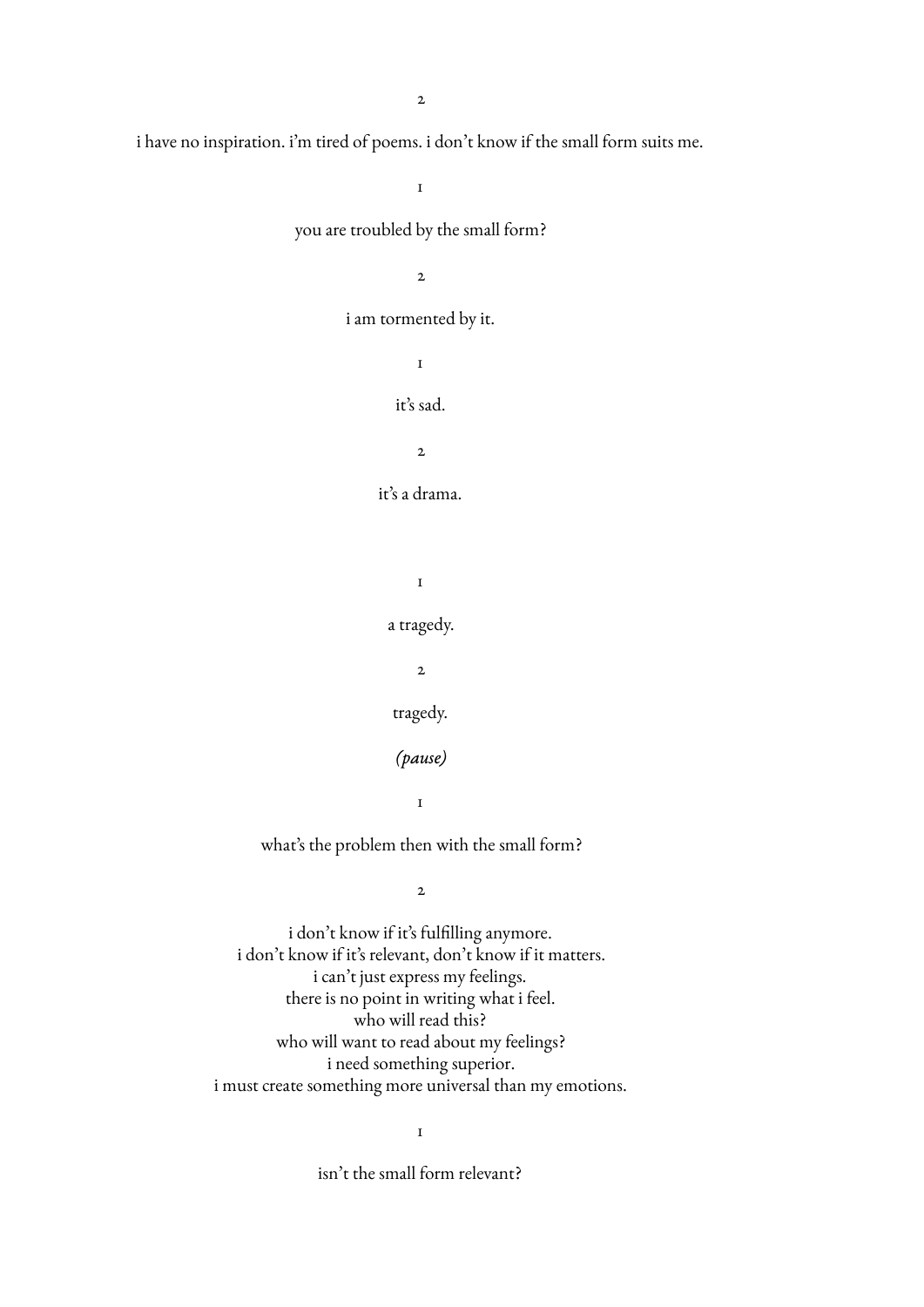2

i have no inspiration. i'm tired of poems. i don't know if the small form suits me.

1

you are troubled by the small form?

2

i am tormented by it.

1

it's sad.

2

it's a drama.

1

a tragedy.

2

tragedy.

*(pause)*

1

what's the problem then with the small form?

2

i don't know if it's fulfilling anymore.
i don't know if it's relevant, don't know if it matters.
i can't just express my feelings.
there is no point in writing what i feel.
who will read this?
who will want to read about my feelings?
i need something superior.
i must create something more universal than my emotions.

1

isn't the small form relevant?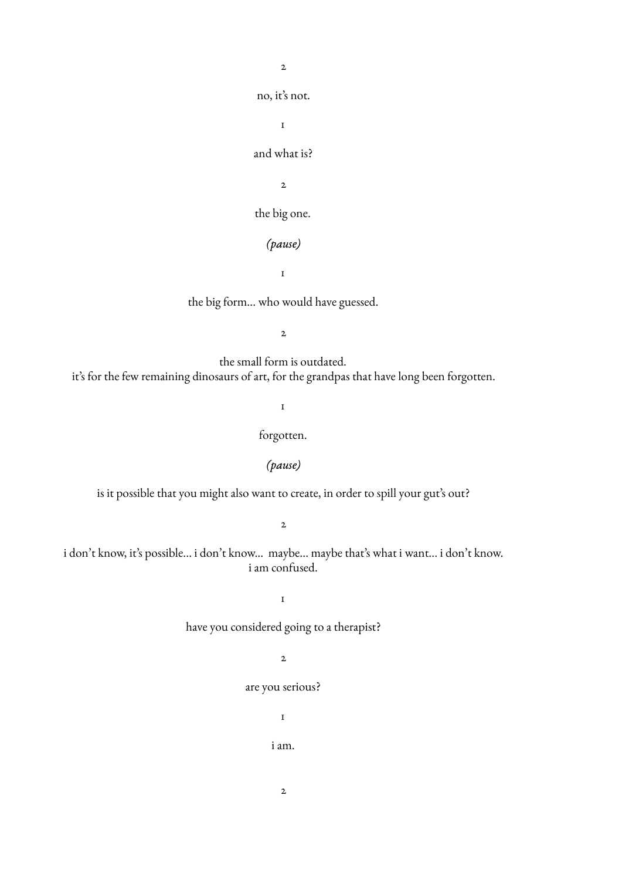2

no, it's not.

1

and what is?

2

the big one.

*(pause)*

1

the big form... who would have guessed.

2

the small form is outdated.
it's for the few remaining dinosaurs of art, for the grandpas that have long been forgotten.

1

forgotten.

*(pause)*

is it possible that you might also want to create, in order to spill your gut's out?

2

i don't know, it's possible... i don't know... maybe... maybe that's what i want... i don't know.
i am confused.

1

have you considered going to a therapist?

2

are you serious?

1

i am.

2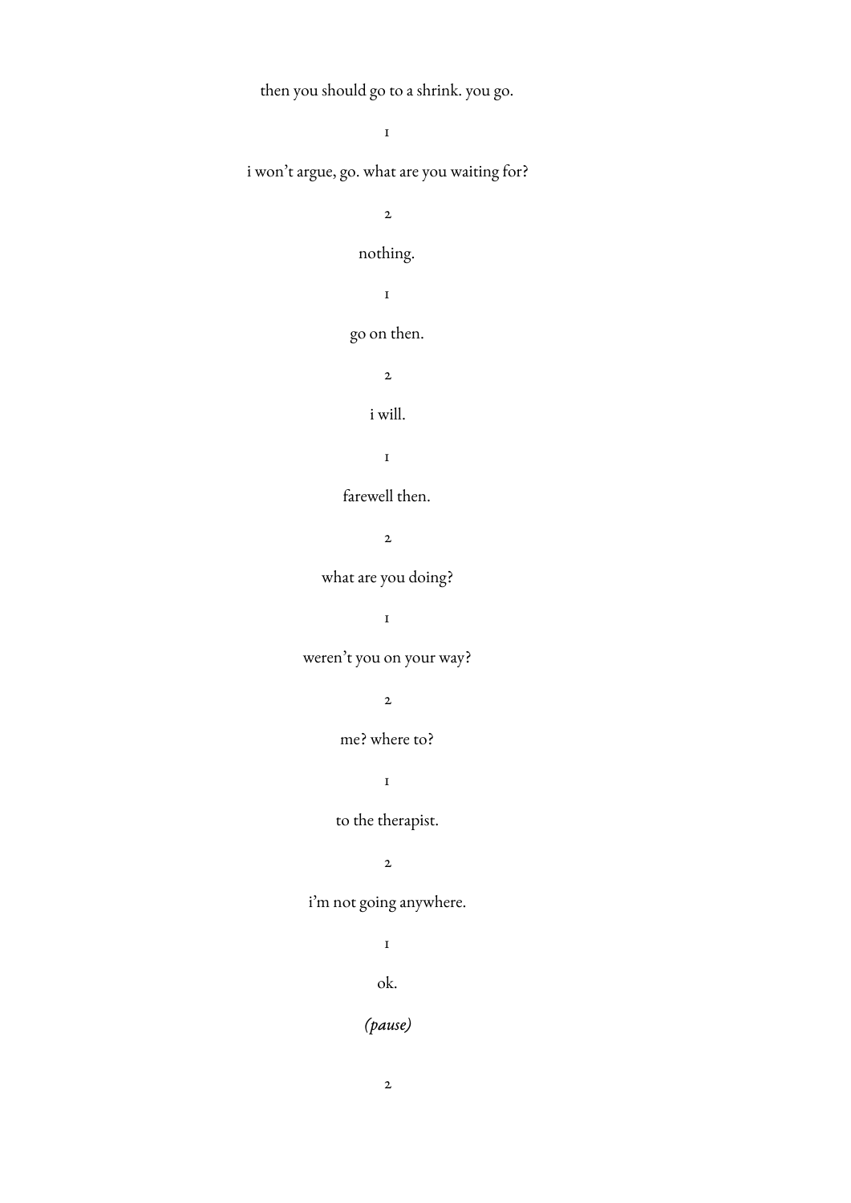then you should go to a shrink. you go.

1

i won't argue, go. what are you waiting for?

2

nothing.

1

go on then.

2

i will.

1

farewell then.

2

what are you doing?

1

weren't you on your way?

2

me? where to?

1

to the therapist.

2

i'm not going anywhere.

1

ok.

*(pause)*

2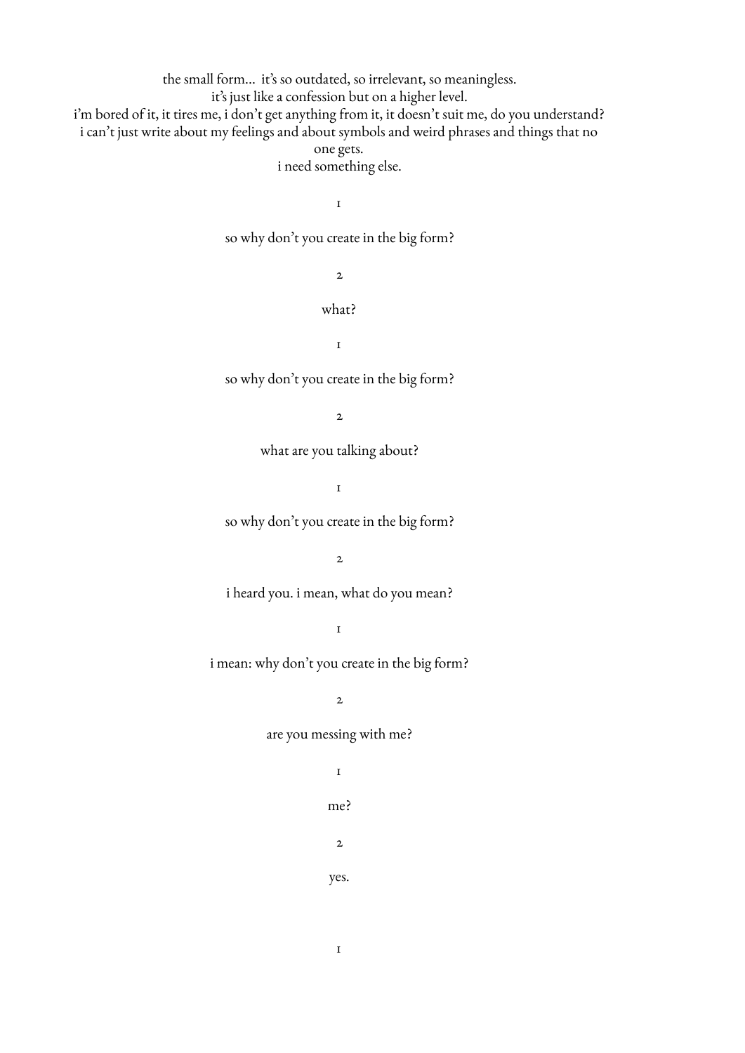the small form… it's so outdated, so irrelevant, so meaningless.
it's just like a confession but on a higher level.
i'm bored of it, it tires me, i don't get anything from it, it doesn't suit me, do you understand?
i can't just write about my feelings and about symbols and weird phrases and things that no one gets.
i need something else.

1

so why don't you create in the big form?

2

what?

1

so why don't you create in the big form?

2

what are you talking about?

1

so why don't you create in the big form?

2

i heard you. i mean, what do you mean?

1

i mean: why don't you create in the big form?

2

are you messing with me?

1

me?

2

yes.

1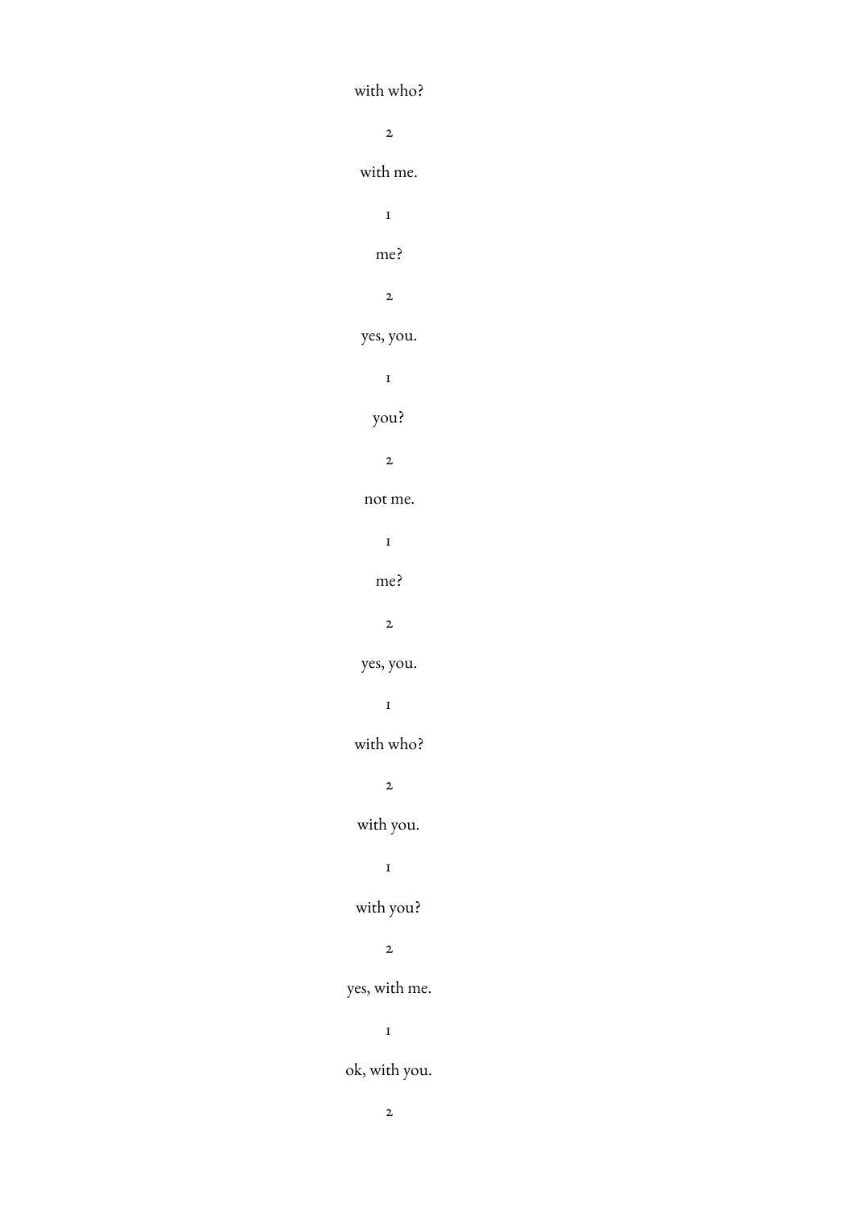with who?

2

with me.

1

me?

2

yes, you.

1

you?

2

not me.

1

me?

2

yes, you.

1

with who?

2

with you.

1

with you?

2

yes, with me.

1

ok, with you.

2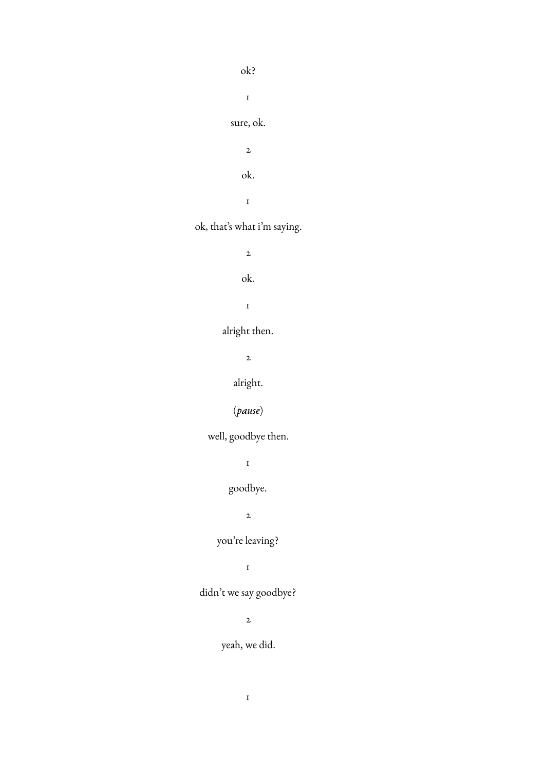ok?

1

sure, ok.

2

ok.

1

ok, that's what i'm saying.

2

ok.

1

alright then.

2

alright.

(*pause*)

well, goodbye then.

1

goodbye.

2

you're leaving?

1

didn't we say goodbye?

2

yeah, we did.

1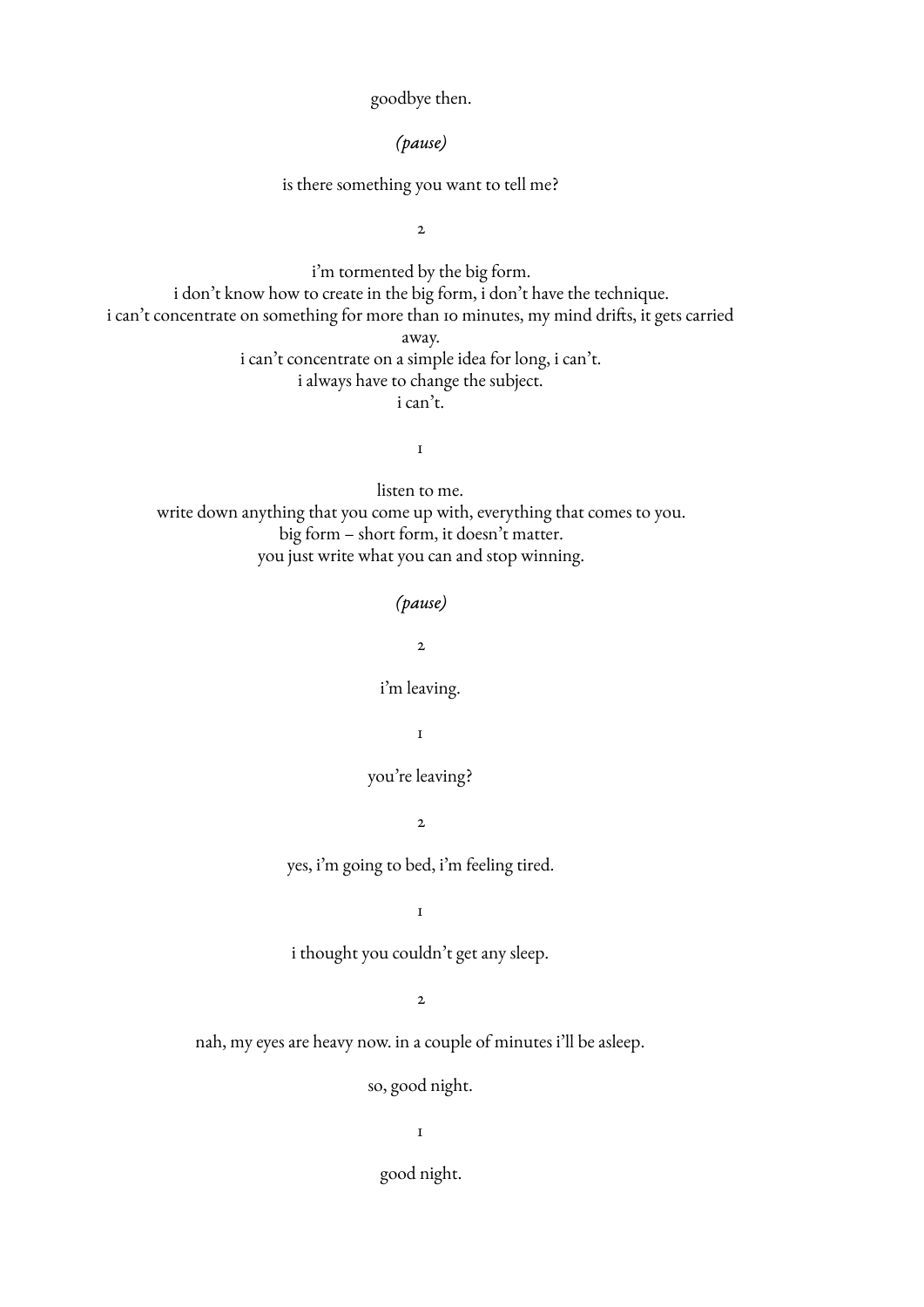goodbye then.

*(pause)*

is there something you want to tell me?

2

i'm tormented by the big form.
i don't know how to create in the big form, i don't have the technique.
i can't concentrate on something for more than 10 minutes, my mind drifts, it gets carried away.
i can't concentrate on a simple idea for long, i can't.
i always have to change the subject.
i can't.

1

listen to me.
write down anything that you come up with, everything that comes to you.
big form – short form, it doesn't matter.
you just write what you can and stop winning.

*(pause)*

2

i'm leaving.

1

you're leaving?

2

yes, i'm going to bed, i'm feeling tired.

1

i thought you couldn't get any sleep.

2

nah, my eyes are heavy now. in a couple of minutes i'll be asleep.

so, good night.

1

good night.